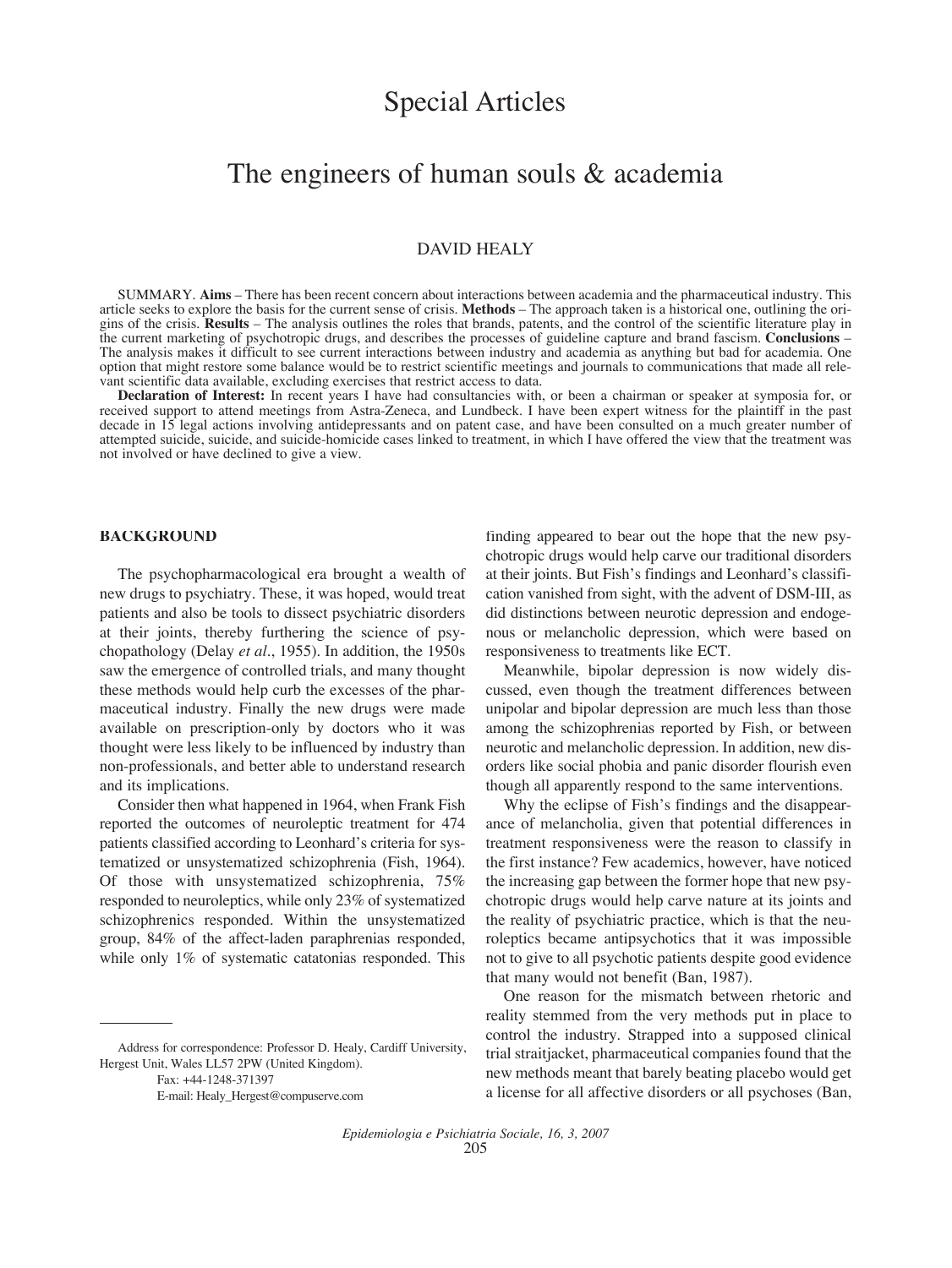# Special Articles

## The engineers of human souls & academia

DAVID HEALY

SUMMARY. **Aims** – There has been recent concern about interactions between academia and the pharmaceutical industry. This article seeks to explore the basis for the current sense of crisis. **Methods** – The approach taken is a historical one, outlining the origins of the crisis. **Results** – The analysis outlines the roles that brands, patents, and the control of the scientific literature play in the current marketing of psychotropic drugs, and describes the processes of guideline capture and brand fascism. **Conclusions** – The analysis makes it difficult to see current interactions between industry and academia as anything but bad for academia. One option that might restore some balance would be to restrict scientific meetings and journals to communications that made all relevant scientific data available, excluding exercises that restrict access to data.

**Declaration of Interest:** In recent years I have had consultancies with, or been a chairman or speaker at symposia for, or received support to attend meetings from Astra-Zeneca, and Lundbeck. I have been expert witness for the plaintiff in the past decade in 15 legal actions involving antidepressants and on patent case, and have been consulted on a much greater number of attempted suicide, suicide, and suicide-homicide cases linked to treatment, in which I have offered the view that the treatment was not involved or have declined to give a view.

### BACKGROUND

The psychopharmacological era brought a wealth of new drugs to psychiatry. These, it was hoped, would treat patients and also be tools to dissect psychiatric disorders at their joints, thereby furthering the science of psychopathology (Delay *et al*., 1955). In addition, the 1950s saw the emergence of controlled trials, and many thought these methods would help curb the excesses of the pharmaceutical industry. Finally the new drugs were made available on prescription-only by doctors who it was thought were less likely to be influenced by industry than non-professionals, and better able to understand research and its implications.

Consider then what happened in 1964, when Frank Fish reported the outcomes of neuroleptic treatment for 474 patients classified according to Leonhard's criteria for systematized or unsystematized schizophrenia (Fish, 1964). Of those with unsystematized schizophrenia, 75% responded to neuroleptics, while only 23% of systematized schizophrenics responded. Within the unsystematized group, 84% of the affect-laden paraphrenias responded, while only 1% of systematic catatonias responded. This finding appeared to bear out the hope that the new psychotropic drugs would help carve our traditional disorders at their joints. But Fish's findings and Leonhard's classification vanished from sight, with the advent of DSM-III, as did distinctions between neurotic depression and endogenous or melancholic depression, which were based on responsiveness to treatments like ECT.

Meanwhile, bipolar depression is now widely discussed, even though the treatment differences between unipolar and bipolar depression are much less than those among the schizophrenias reported by Fish, or between neurotic and melancholic depression. In addition, new disorders like social phobia and panic disorder flourish even though all apparently respond to the same interventions.

Why the eclipse of Fish's findings and the disappearance of melancholia, given that potential differences in treatment responsiveness were the reason to classify in the first instance? Few academics, however, have noticed the increasing gap between the former hope that new psychotropic drugs would help carve nature at its joints and the reality of psychiatric practice, which is that the neuroleptics became antipsychotics that it was impossible not to give to all psychotic patients despite good evidence that many would not benefit (Ban, 1987).

One reason for the mismatch between rhetoric and reality stemmed from the very methods put in place to control the industry. Strapped into a supposed clinical trial straitjacket, pharmaceutical companies found that the new methods meant that barely beating placebo would get a license for all affective disorders or all psychoses (Ban,

Address for correspondence: Professor D. Healy, Cardiff University, Hergest Unit, Wales LL57 2PW (United Kingdom).
Fax: +44-1248-371397
E-mail: Healy_Hergest@compuserve.com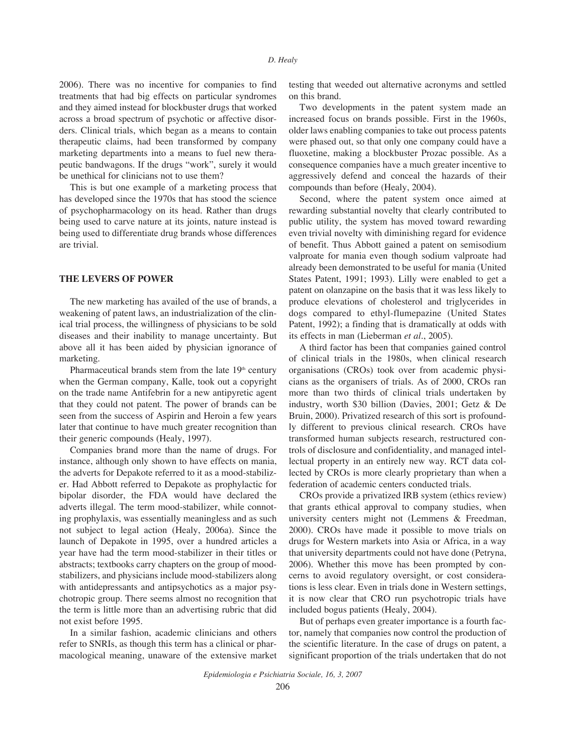2006). There was no incentive for companies to find treatments that had big effects on particular syndromes and they aimed instead for blockbuster drugs that worked across a broad spectrum of psychotic or affective disorders. Clinical trials, which began as a means to contain therapeutic claims, had been transformed by company marketing departments into a means to fuel new therapeutic bandwagons. If the drugs "work", surely it would be unethical for clinicians not to use them?

This is but one example of a marketing process that has developed since the 1970s that has stood the science of psychopharmacology on its head. Rather than drugs being used to carve nature at its joints, nature instead is being used to differentiate drug brands whose differences are trivial.

## THE LEVERS OF POWER

The new marketing has availed of the use of brands, a weakening of patent laws, an industrialization of the clinical trial process, the willingness of physicians to be sold diseases and their inability to manage uncertainty. But above all it has been aided by physician ignorance of marketing.

Pharmaceutical brands stem from the late 19th century when the German company, Kalle, took out a copyright on the trade name Antifebrin for a new antipyretic agent that they could not patent. The power of brands can be seen from the success of Aspirin and Heroin a few years later that continue to have much greater recognition than their generic compounds (Healy, 1997).

Companies brand more than the name of drugs. For instance, although only shown to have effects on mania, the adverts for Depakote referred to it as a mood-stabilizer. Had Abbott referred to Depakote as prophylactic for bipolar disorder, the FDA would have declared the adverts illegal. The term mood-stabilizer, while connoting prophylaxis, was essentially meaningless and as such not subject to legal action (Healy, 2006a). Since the launch of Depakote in 1995, over a hundred articles a year have had the term mood-stabilizer in their titles or abstracts; textbooks carry chapters on the group of mood-stabilizers, and physicians include mood-stabilizers along with antidepressants and antipsychotics as a major psychotropic group. There seems almost no recognition that the term is little more than an advertising rubric that did not exist before 1995.

In a similar fashion, academic clinicians and others refer to SNRIs, as though this term has a clinical or pharmacological meaning, unaware of the extensive market testing that weeded out alternative acronyms and settled on this brand.

Two developments in the patent system made an increased focus on brands possible. First in the 1960s, older laws enabling companies to take out process patents were phased out, so that only one company could have a fluoxetine, making a blockbuster Prozac possible. As a consequence companies have a much greater incentive to aggressively defend and conceal the hazards of their compounds than before (Healy, 2004).

Second, where the patent system once aimed at rewarding substantial novelty that clearly contributed to public utility, the system has moved toward rewarding even trivial novelty with diminishing regard for evidence of benefit. Thus Abbott gained a patent on semisodium valproate for mania even though sodium valproate had already been demonstrated to be useful for mania (United States Patent, 1991; 1993). Lilly were enabled to get a patent on olanzapine on the basis that it was less likely to produce elevations of cholesterol and triglycerides in dogs compared to ethyl-flumepazine (United States Patent, 1992); a finding that is dramatically at odds with its effects in man (Lieberman *et al*., 2005).

A third factor has been that companies gained control of clinical trials in the 1980s, when clinical research organisations (CROs) took over from academic physicians as the organisers of trials. As of 2000, CROs ran more than two thirds of clinical trials undertaken by industry, worth \$30 billion (Davies, 2001; Getz & De Bruin, 2000). Privatized research of this sort is profoundly different to previous clinical research. CROs have transformed human subjects research, restructured controls of disclosure and confidentiality, and managed intellectual property in an entirely new way. RCT data collected by CROs is more clearly proprietary than when a federation of academic centers conducted trials.

CROs provide a privatized IRB system (ethics review) that grants ethical approval to company studies, when university centers might not (Lemmens & Freedman, 2000). CROs have made it possible to move trials on drugs for Western markets into Asia or Africa, in a way that university departments could not have done (Petryna, 2006). Whether this move has been prompted by concerns to avoid regulatory oversight, or cost considerations is less clear. Even in trials done in Western settings, it is now clear that CRO run psychotropic trials have included bogus patients (Healy, 2004).

But of perhaps even greater importance is a fourth factor, namely that companies now control the production of the scientific literature. In the case of drugs on patent, a significant proportion of the trials undertaken that do not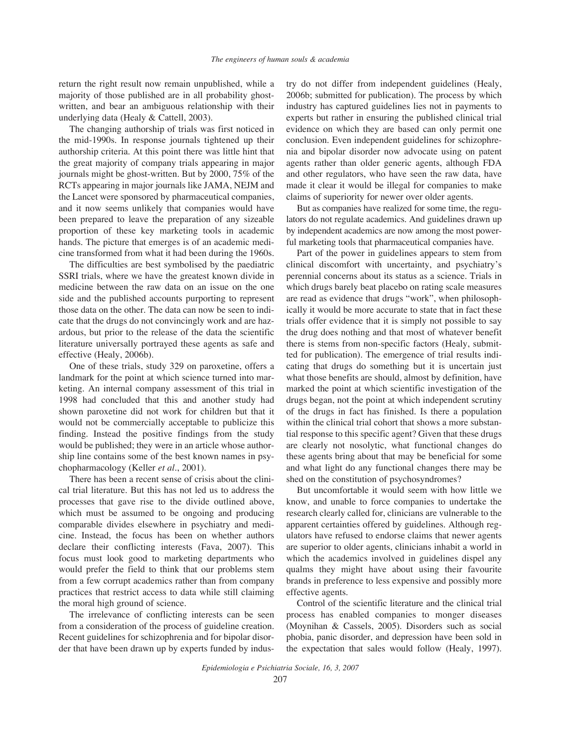return the right result now remain unpublished, while a majority of those published are in all probability ghost-written, and bear an ambiguous relationship with their underlying data (Healy & Cattell, 2003).

The changing authorship of trials was first noticed in the mid-1990s. In response journals tightened up their authorship criteria. At this point there was little hint that the great majority of company trials appearing in major journals might be ghost-written. But by 2000, 75% of the RCTs appearing in major journals like JAMA, NEJM and the Lancet were sponsored by pharmaceutical companies, and it now seems unlikely that companies would have been prepared to leave the preparation of any sizeable proportion of these key marketing tools in academic hands. The picture that emerges is of an academic medicine transformed from what it had been during the 1960s.

The difficulties are best symbolised by the paediatric SSRI trials, where we have the greatest known divide in medicine between the raw data on an issue on the one side and the published accounts purporting to represent those data on the other. The data can now be seen to indicate that the drugs do not convincingly work and are hazardous, but prior to the release of the data the scientific literature universally portrayed these agents as safe and effective (Healy, 2006b).

One of these trials, study 329 on paroxetine, offers a landmark for the point at which science turned into marketing. An internal company assessment of this trial in 1998 had concluded that this and another study had shown paroxetine did not work for children but that it would not be commercially acceptable to publicize this finding. Instead the positive findings from the study would be published; they were in an article whose authorship line contains some of the best known names in psychopharmacology (Keller *et al*., 2001).

There has been a recent sense of crisis about the clinical trial literature. But this has not led us to address the processes that gave rise to the divide outlined above, which must be assumed to be ongoing and producing comparable divides elsewhere in psychiatry and medicine. Instead, the focus has been on whether authors declare their conflicting interests (Fava, 2007). This focus must look good to marketing departments who would prefer the field to think that our problems stem from a few corrupt academics rather than from company practices that restrict access to data while still claiming the moral high ground of science.

The irrelevance of conflicting interests can be seen from a consideration of the process of guideline creation. Recent guidelines for schizophrenia and for bipolar disorder that have been drawn up by experts funded by industry do not differ from independent guidelines (Healy, 2006b; submitted for publication). The process by which industry has captured guidelines lies not in payments to experts but rather in ensuring the published clinical trial evidence on which they are based can only permit one conclusion. Even independent guidelines for schizophrenia and bipolar disorder now advocate using on patent agents rather than older generic agents, although FDA and other regulators, who have seen the raw data, have made it clear it would be illegal for companies to make claims of superiority for newer over older agents.

But as companies have realized for some time, the regulators do not regulate academics. And guidelines drawn up by independent academics are now among the most powerful marketing tools that pharmaceutical companies have.

Part of the power in guidelines appears to stem from clinical discomfort with uncertainty, and psychiatry's perennial concerns about its status as a science. Trials in which drugs barely beat placebo on rating scale measures are read as evidence that drugs "work", when philosophically it would be more accurate to state that in fact these trials offer evidence that it is simply not possible to say the drug does nothing and that most of whatever benefit there is stems from non-specific factors (Healy, submitted for publication). The emergence of trial results indicating that drugs do something but it is uncertain just what those benefits are should, almost by definition, have marked the point at which scientific investigation of the drugs began, not the point at which independent scrutiny of the drugs in fact has finished. Is there a population within the clinical trial cohort that shows a more substantial response to this specific agent? Given that these drugs are clearly not nosolytic, what functional changes do these agents bring about that may be beneficial for some and what light do any functional changes there may be shed on the constitution of psychosyndromes?

But uncomfortable it would seem with how little we know, and unable to force companies to undertake the research clearly called for, clinicians are vulnerable to the apparent certainties offered by guidelines. Although regulators have refused to endorse claims that newer agents are superior to older agents, clinicians inhabit a world in which the academics involved in guidelines dispel any qualms they might have about using their favourite brands in preference to less expensive and possibly more effective agents.

Control of the scientific literature and the clinical trial process has enabled companies to monger diseases (Moynihan & Cassels, 2005). Disorders such as social phobia, panic disorder, and depression have been sold in the expectation that sales would follow (Healy, 1997).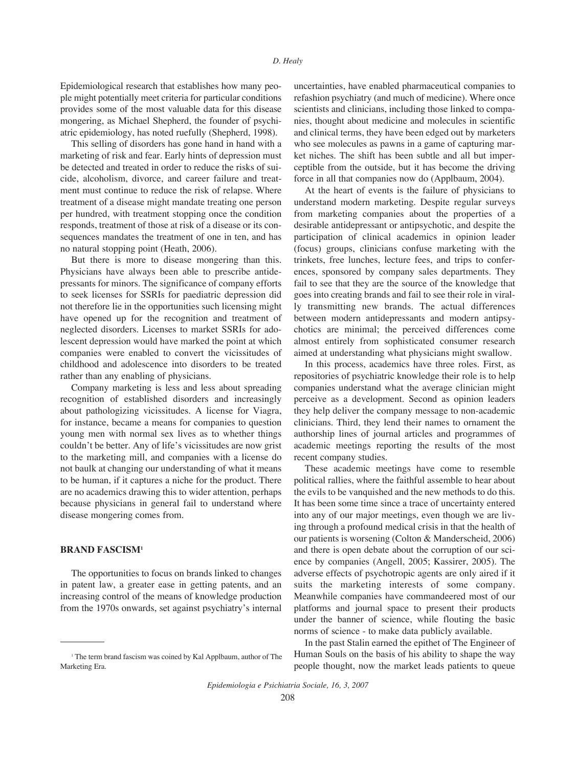Epidemiological research that establishes how many people might potentially meet criteria for particular conditions provides some of the most valuable data for this disease mongering, as Michael Shepherd, the founder of psychiatric epidemiology, has noted ruefully (Shepherd, 1998).

This selling of disorders has gone hand in hand with a marketing of risk and fear. Early hints of depression must be detected and treated in order to reduce the risks of suicide, alcoholism, divorce, and career failure and treatment must continue to reduce the risk of relapse. Where treatment of a disease might mandate treating one person per hundred, with treatment stopping once the condition responds, treatment of those at risk of a disease or its consequences mandates the treatment of one in ten, and has no natural stopping point (Heath, 2006).

But there is more to disease mongering than this. Physicians have always been able to prescribe antidepressants for minors. The significance of company efforts to seek licenses for SSRIs for paediatric depression did not therefore lie in the opportunities such licensing might have opened up for the recognition and treatment of neglected disorders. Licenses to market SSRIs for adolescent depression would have marked the point at which companies were enabled to convert the vicissitudes of childhood and adolescence into disorders to be treated rather than any enabling of physicians.

Company marketing is less and less about spreading recognition of established disorders and increasingly about pathologizing vicissitudes. A license for Viagra, for instance, became a means for companies to question young men with normal sex lives as to whether things couldn't be better. Any of life's vicissitudes are now grist to the marketing mill, and companies with a license do not baulk at changing our understanding of what it means to be human, if it captures a niche for the product. There are no academics drawing this to wider attention, perhaps because physicians in general fail to understand where disease mongering comes from.

## BRAND FASCISM[1]

The opportunities to focus on brands linked to changes in patent law, a greater ease in getting patents, and an increasing control of the means of knowledge production from the 1970s onwards, set against psychiatry's internal uncertainties, have enabled pharmaceutical companies to refashion psychiatry (and much of medicine). Where once scientists and clinicians, including those linked to companies, thought about medicine and molecules in scientific and clinical terms, they have been edged out by marketers who see molecules as pawns in a game of capturing market niches. The shift has been subtle and all but imperceptible from the outside, but it has become the driving force in all that companies now do (Applbaum, 2004).

At the heart of events is the failure of physicians to understand modern marketing. Despite regular surveys from marketing companies about the properties of a desirable antidepressant or antipsychotic, and despite the participation of clinical academics in opinion leader (focus) groups, clinicians confuse marketing with the trinkets, free lunches, lecture fees, and trips to conferences, sponsored by company sales departments. They fail to see that they are the source of the knowledge that goes into creating brands and fail to see their role in virally transmitting new brands. The actual differences between modern antidepressants and modern antipsychotics are minimal; the perceived differences come almost entirely from sophisticated consumer research aimed at understanding what physicians might swallow.

In this process, academics have three roles. First, as repositories of psychiatric knowledge their role is to help companies understand what the average clinician might perceive as a development. Second as opinion leaders they help deliver the company message to non-academic clinicians. Third, they lend their names to ornament the authorship lines of journal articles and programmes of academic meetings reporting the results of the most recent company studies.

These academic meetings have come to resemble political rallies, where the faithful assemble to hear about the evils to be vanquished and the new methods to do this. It has been some time since a trace of uncertainty entered into any of our major meetings, even though we are living through a profound medical crisis in that the health of our patients is worsening (Colton & Manderscheid, 2006) and there is open debate about the corruption of our science by companies (Angell, 2005; Kassirer, 2005). The adverse effects of psychotropic agents are only aired if it suits the marketing interests of some company. Meanwhile companies have commandeered most of our platforms and journal space to present their products under the banner of science, while flouting the basic norms of science - to make data publicly available.

In the past Stalin earned the epithet of The Engineer of Human Souls on the basis of his ability to shape the way people thought, now the market leads patients to queue

[1] The term brand fascism was coined by Kal Applbaum, author of The Marketing Era.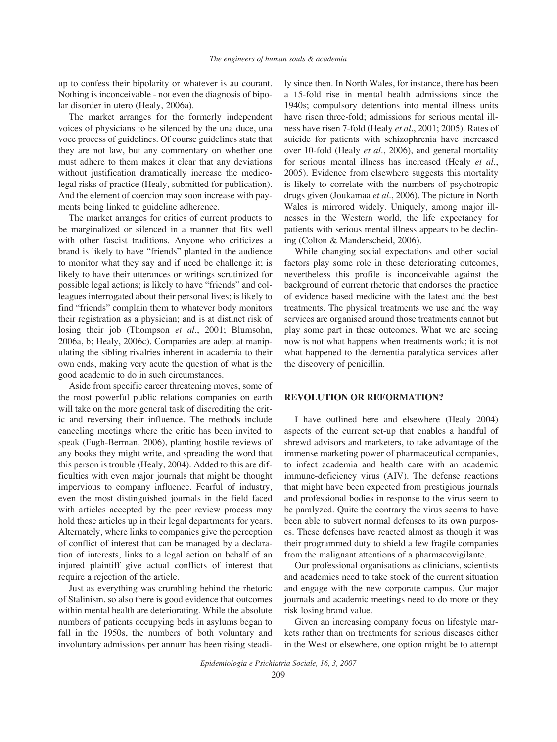up to confess their bipolarity or whatever is au courant. Nothing is inconceivable - not even the diagnosis of bipolar disorder in utero (Healy, 2006a).

The market arranges for the formerly independent voices of physicians to be silenced by the una duce, una voce process of guidelines. Of course guidelines state that they are not law, but any commentary on whether one must adhere to them makes it clear that any deviations without justification dramatically increase the medico-legal risks of practice (Healy, submitted for publication). And the element of coercion may soon increase with payments being linked to guideline adherence.

The market arranges for critics of current products to be marginalized or silenced in a manner that fits well with other fascist traditions. Anyone who criticizes a brand is likely to have "friends" planted in the audience to monitor what they say and if need be challenge it; is likely to have their utterances or writings scrutinized for possible legal actions; is likely to have "friends" and colleagues interrogated about their personal lives; is likely to find "friends" complain them to whatever body monitors their registration as a physician; and is at distinct risk of losing their job (Thompson *et al.*, 2001; Blumsohn, 2006a, b; Healy, 2006c). Companies are adept at manipulating the sibling rivalries inherent in academia to their own ends, making very acute the question of what is the good academic to do in such circumstances.

Aside from specific career threatening moves, some of the most powerful public relations companies on earth will take on the more general task of discrediting the critic and reversing their influence. The methods include canceling meetings where the critic has been invited to speak (Fugh-Berman, 2006), planting hostile reviews of any books they might write, and spreading the word that this person is trouble (Healy, 2004). Added to this are difficulties with even major journals that might be thought impervious to company influence. Fearful of industry, even the most distinguished journals in the field faced with articles accepted by the peer review process may hold these articles up in their legal departments for years. Alternately, where links to companies give the perception of conflict of interest that can be managed by a declaration of interests, links to a legal action on behalf of an injured plaintiff give actual conflicts of interest that require a rejection of the article.

Just as everything was crumbling behind the rhetoric of Stalinism, so also there is good evidence that outcomes within mental health are deteriorating. While the absolute numbers of patients occupying beds in asylums began to fall in the 1950s, the numbers of both voluntary and involuntary admissions per annum has been rising steadily since then. In North Wales, for instance, there has been a 15-fold rise in mental health admissions since the 1940s; compulsory detentions into mental illness units have risen three-fold; admissions for serious mental illness have risen 7-fold (Healy *et al.*, 2001; 2005). Rates of suicide for patients with schizophrenia have increased over 10-fold (Healy *et al.*, 2006), and general mortality for serious mental illness has increased (Healy *et al.*, 2005). Evidence from elsewhere suggests this mortality is likely to correlate with the numbers of psychotropic drugs given (Joukamaa *et al.*, 2006). The picture in North Wales is mirrored widely. Uniquely, among major illnesses in the Western world, the life expectancy for patients with serious mental illness appears to be declining (Colton & Manderscheid, 2006).

While changing social expectations and other social factors play some role in these deteriorating outcomes, nevertheless this profile is inconceivable against the background of current rhetoric that endorses the practice of evidence based medicine with the latest and the best treatments. The physical treatments we use and the way services are organised around those treatments cannot but play some part in these outcomes. What we are seeing now is not what happens when treatments work; it is not what happened to the dementia paralytica services after the discovery of penicillin.

## REVOLUTION OR REFORMATION?

I have outlined here and elsewhere (Healy 2004) aspects of the current set-up that enables a handful of shrewd advisors and marketers, to take advantage of the immense marketing power of pharmaceutical companies, to infect academia and health care with an academic immune-deficiency virus (AIV). The defense reactions that might have been expected from prestigious journals and professional bodies in response to the virus seem to be paralyzed. Quite the contrary the virus seems to have been able to subvert normal defenses to its own purposes. These defenses have reacted almost as though it was their programmed duty to shield a few fragile companies from the malignant attentions of a pharmacovigilante.

Our professional organisations as clinicians, scientists and academics need to take stock of the current situation and engage with the new corporate campus. Our major journals and academic meetings need to do more or they risk losing brand value.

Given an increasing company focus on lifestyle markets rather than on treatments for serious diseases either in the West or elsewhere, one option might be to attempt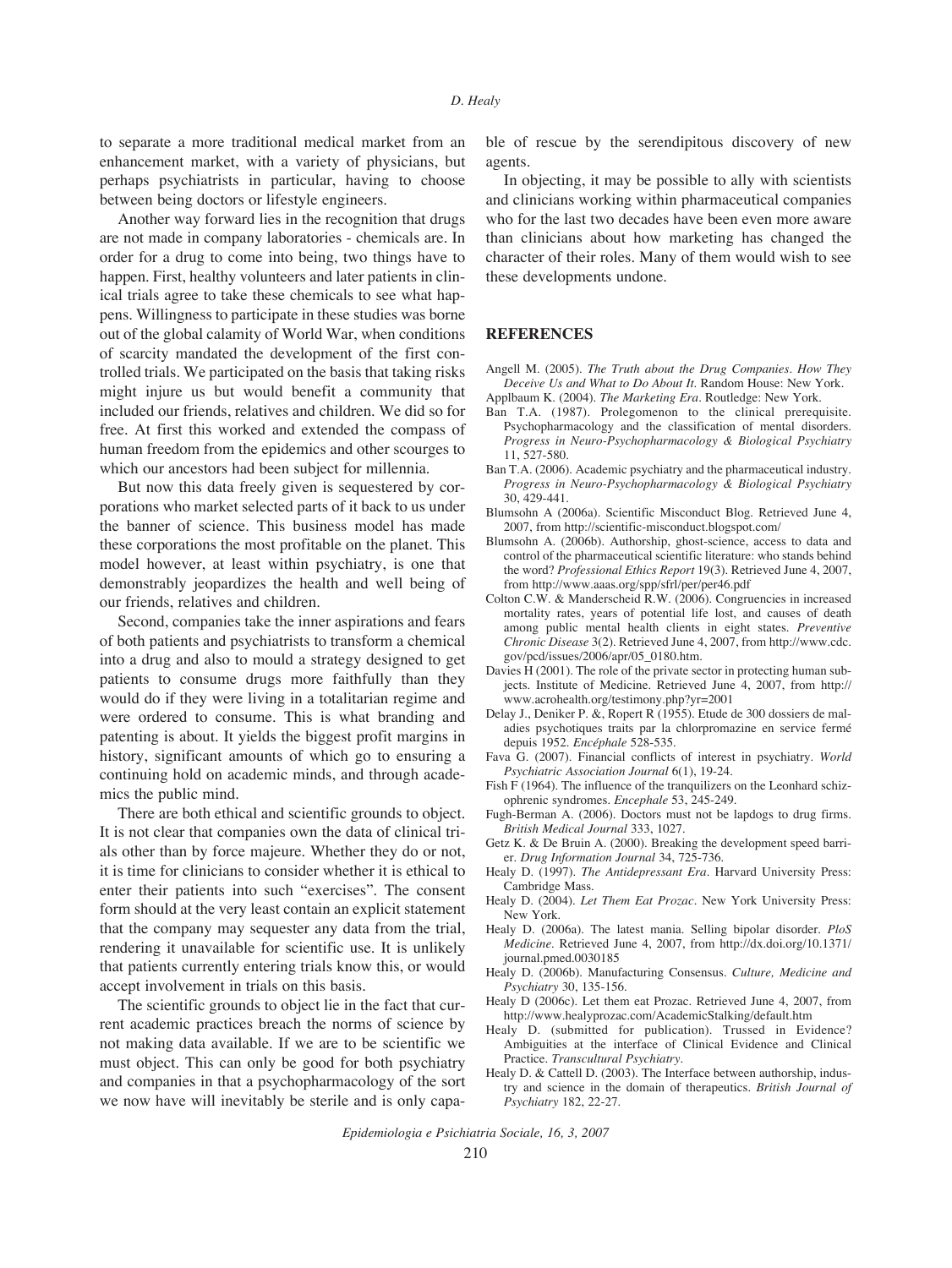to separate a more traditional medical market from an enhancement market, with a variety of physicians, but perhaps psychiatrists in particular, having to choose between being doctors or lifestyle engineers.

Another way forward lies in the recognition that drugs are not made in company laboratories - chemicals are. In order for a drug to come into being, two things have to happen. First, healthy volunteers and later patients in clinical trials agree to take these chemicals to see what happens. Willingness to participate in these studies was borne out of the global calamity of World War, when conditions of scarcity mandated the development of the first controlled trials. We participated on the basis that taking risks might injure us but would benefit a community that included our friends, relatives and children. We did so for free. At first this worked and extended the compass of human freedom from the epidemics and other scourges to which our ancestors had been subject for millennia.

But now this data freely given is sequestered by corporations who market selected parts of it back to us under the banner of science. This business model has made these corporations the most profitable on the planet. This model however, at least within psychiatry, is one that demonstrably jeopardizes the health and well being of our friends, relatives and children.

Second, companies take the inner aspirations and fears of both patients and psychiatrists to transform a chemical into a drug and also to mould a strategy designed to get patients to consume drugs more faithfully than they would do if they were living in a totalitarian regime and were ordered to consume. This is what branding and patenting is about. It yields the biggest profit margins in history, significant amounts of which go to ensuring a continuing hold on academic minds, and through academics the public mind.

There are both ethical and scientific grounds to object. It is not clear that companies own the data of clinical trials other than by force majeure. Whether they do or not, it is time for clinicians to consider whether it is ethical to enter their patients into such "exercises". The consent form should at the very least contain an explicit statement that the company may sequester any data from the trial, rendering it unavailable for scientific use. It is unlikely that patients currently entering trials know this, or would accept involvement in trials on this basis.

The scientific grounds to object lie in the fact that current academic practices breach the norms of science by not making data available. If we are to be scientific we must object. This can only be good for both psychiatry and companies in that a psychopharmacology of the sort we now have will inevitably be sterile and is only capable of rescue by the serendipitous discovery of new agents.

In objecting, it may be possible to ally with scientists and clinicians working within pharmaceutical companies who for the last two decades have been even more aware than clinicians about how marketing has changed the character of their roles. Many of them would wish to see these developments undone.

## REFERENCES

Angell M. (2005). *The Truth about the Drug Companies. How They Deceive Us and What to Do About It*. Random House: New York.

Applbaum K. (2004). *The Marketing Era*. Routledge: New York.

Ban T.A. (1987). Prolegomenon to the clinical prerequisite. Psychopharmacology and the classification of mental disorders. *Progress in Neuro-Psychopharmacology & Biological Psychiatry* 11, 527-580.

Ban T.A. (2006). Academic psychiatry and the pharmaceutical industry. *Progress in Neuro-Psychopharmacology & Biological Psychiatry* 30, 429-441.

Blumsohn A (2006a). Scientific Misconduct Blog. Retrieved June 4, 2007, from http://scientific-misconduct.blogspot.com/

Blumsohn A. (2006b). Authorship, ghost-science, access to data and control of the pharmaceutical scientific literature: who stands behind the word? *Professional Ethics Report* 19(3). Retrieved June 4, 2007, from http://www.aaas.org/spp/sfrl/per/per46.pdf

Colton C.W. & Manderscheid R.W. (2006). Congruencies in increased mortality rates, years of potential life lost, and causes of death among public mental health clients in eight states. *Preventive Chronic Disease* 3(2). Retrieved June 4, 2007, from http://www.cdc.gov/pcd/issues/2006/apr/05_0180.htm.

Davies H (2001). The role of the private sector in protecting human subjects. Institute of Medicine. Retrieved June 4, 2007, from http://www.acrohealth.org/testimony.php?yr=2001

Delay J., Deniker P. &, Ropert R (1955). Etude de 300 dossiers de maladies psychotiques traits par la chlorpromazine en service fermé depuis 1952. *Encéphale* 528-535.

Fava G. (2007). Financial conflicts of interest in psychiatry. *World Psychiatric Association Journal* 6(1), 19-24.

Fish F (1964). The influence of the tranquilizers on the Leonhard schizophrenic syndromes. *Encephale* 53, 245-249.

Fugh-Berman A. (2006). Doctors must not be lapdogs to drug firms. *British Medical Journal* 333, 1027.

Getz K. & De Bruin A. (2000). Breaking the development speed barrier. *Drug Information Journal* 34, 725-736.

Healy D. (1997). *The Antidepressant Era*. Harvard University Press: Cambridge Mass.

Healy D. (2004). *Let Them Eat Prozac*. New York University Press: New York.

Healy D. (2006a). The latest mania. Selling bipolar disorder. *PloS Medicine*. Retrieved June 4, 2007, from http://dx.doi.org/10.1371/journal.pmed.0030185

Healy D. (2006b). Manufacturing Consensus. *Culture, Medicine and Psychiatry* 30, 135-156.

Healy D (2006c). Let them eat Prozac. Retrieved June 4, 2007, from http://www.healyprozac.com/AcademicStalking/default.htm

Healy D. (submitted for publication). Trussed in Evidence? Ambiguities at the interface of Clinical Evidence and Clinical Practice. *Transcultural Psychiatry*.

Healy D. & Cattell D. (2003). The Interface between authorship, industry and science in the domain of therapeutics. *British Journal of Psychiatry* 182, 22-27.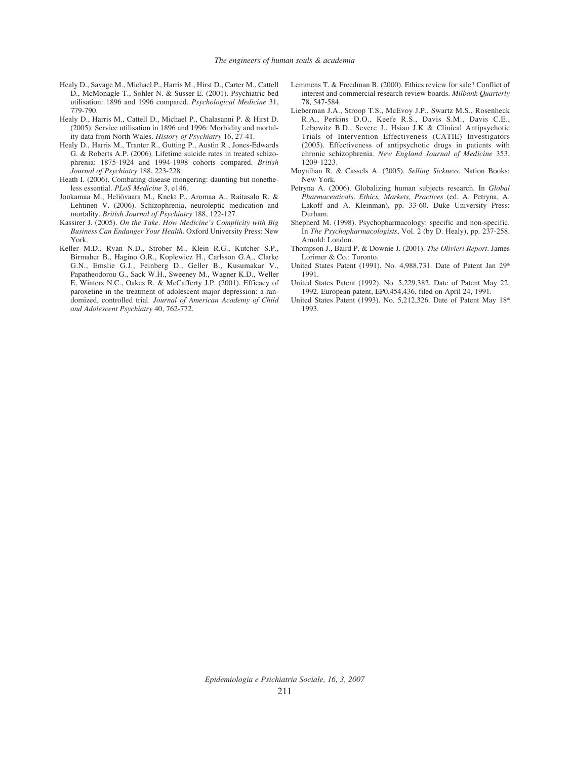Healy D., Savage M., Michael P., Harris M., Hirst D., Carter M., Cattell D., McMonagle T., Sohler N. & Susser E. (2001). Psychiatric bed utilisation: 1896 and 1996 compared. *Psychological Medicine* 31, 779-790.

Healy D., Harris M., Cattell D., Michael P., Chalasanni P. & Hirst D. (2005). Service utilisation in 1896 and 1996: Morbidity and mortality data from North Wales. *History of Psychiatry* 16, 27-41.

Healy D., Harris M., Tranter R., Gutting P., Austin R., Jones-Edwards G. & Roberts A.P. (2006). Lifetime suicide rates in treated schizophrenia: 1875-1924 and 1994-1998 cohorts compared. *British Journal of Psychiatry* 188, 223-228.

Heath I. (2006). Combating disease mongering: daunting but nonetheless essential. *PLoS Medicine* 3, e146.

Joukamaa M., Heliövaara M., Knekt P., Aromaa A., Raitasalo R. & Lehtinen V. (2006). Schizophrenia, neuroleptic medication and mortality. *British Journal of Psychiatry* 188, 122-127.

Kassirer J. (2005). *On the Take. How Medicine's Complicity with Big Business Can Endanger Your Health*. Oxford University Press: New York.

Keller M.D., Ryan N.D., Strober M., Klein R.G., Kutcher S.P., Birmaher B., Hagino O.R., Koplewicz H., Carlsson G.A., Clarke G.N., Emslie G.J., Feinberg D., Geller B., Kusumakar V., Papatheodorou G., Sack W.H., Sweeney M., Wagner K.D., Weller E, Winters N.C., Oakes R. & McCafferty J.P. (2001). Efficacy of paroxetine in the treatment of adolescent major depression: a randomized, controlled trial. *Journal of American Academy of Child and Adolescent Psychiatry* 40, 762-772.

Lemmens T. & Freedman B. (2000). Ethics review for sale? Conflict of interest and commercial research review boards. *Milbank Quarterly* 78, 547-584.

Lieberman J.A., Stroop T.S., McEvoy J.P., Swartz M.S., Rosenheck R.A., Perkins D.O., Keefe R.S., Davis S.M., Davis C.E., Lebowitz B.D., Severe J., Hsiao J.K & Clinical Antipsychotic Trials of Intervention Effectiveness (CATIE) Investigators (2005). Effectiveness of antipsychotic drugs in patients with chronic schizophrenia. *New England Journal of Medicine* 353, 1209-1223.

Moynihan R. & Cassels A. (2005). *Selling Sickness*. Nation Books: New York.

Petryna A. (2006). Globalizing human subjects research. In *Global Pharmaceuticals. Ethics, Markets, Practices* (ed. A. Petryna, A. Lakoff and A. Kleinman), pp. 33-60. Duke University Press: Durham.

Shepherd M. (1998). Psychopharmacology: specific and non-specific. In *The Psychopharmacologists*, Vol. 2 (by D. Healy), pp. 237-258. Arnold: London.

Thompson J., Baird P. & Downie J. (2001). *The Olivieri Report*. James Lorimer & Co.: Toronto.

United States Patent (1991). No. 4,988,731. Date of Patent Jan 29th 1991.

United States Patent (1992). No. 5,229,382. Date of Patent May 22, 1992. European patent, EP0,454,436, filed on April 24, 1991.

United States Patent (1993). No. 5,212,326. Date of Patent May 18th 1993.